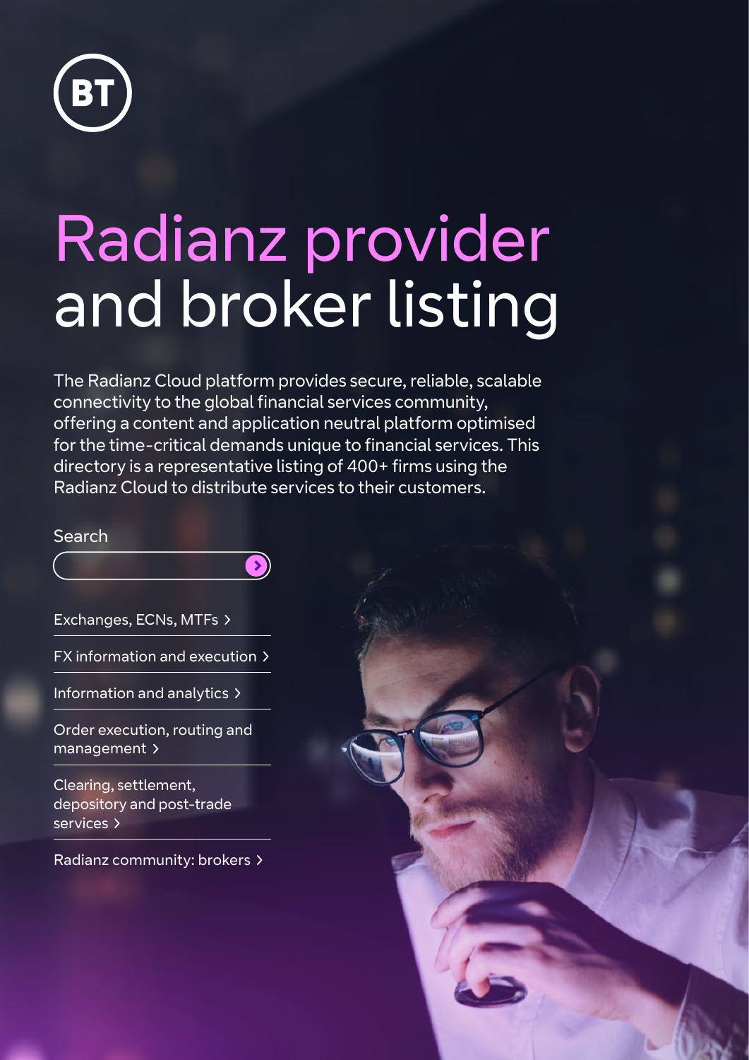# Radianz provider and broker listing

The Radianz Cloud platform provides secure, reliable, scalable connectivity to the global financial services community, offering a content and application neutral platform optimised for the time-critical demands unique to financial services. This directory is a representative listing of 400+ firms using the Radianz Cloud to distribute services to their customers.

Search

- Exchanges, ECNs, MTFs >
- FX information and execution >
- Information and analytics >
- Order execution, routing and management >
- Clearing, settlement, depository and post-trade services >
- Radianz community: brokers >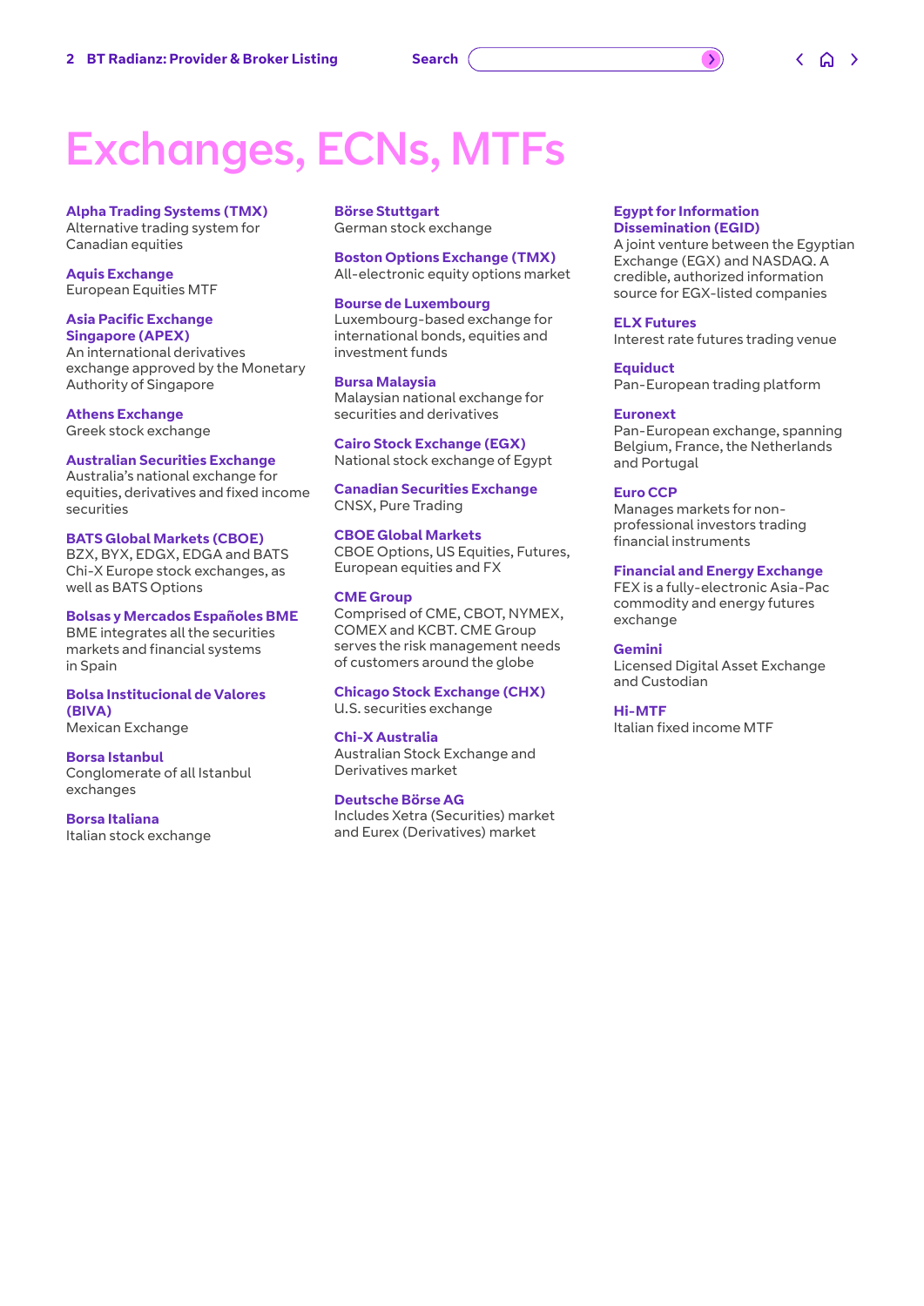# Exchanges, ECNs, MTFs

**Alpha Trading Systems (TMX)**
Alternative trading system for Canadian equities

**Aquis Exchange**
European Equities MTF

**Asia Pacific Exchange Singapore (APEX)**
An international derivatives exchange approved by the Monetary Authority of Singapore

**Athens Exchange**
Greek stock exchange

**Australian Securities Exchange**
Australia's national exchange for equities, derivatives and fixed income securities

**BATS Global Markets (CBOE)**
BZX, BYX, EDGX, EDGA and BATS Chi-X Europe stock exchanges, as well as BATS Options

**Bolsas y Mercados Españoles BME**
BME integrates all the securities markets and financial systems in Spain

**Bolsa Institucional de Valores (BIVA)**
Mexican Exchange

**Borsa Istanbul**
Conglomerate of all Istanbul exchanges

**Borsa Italiana**
Italian stock exchange

**Börse Stuttgart**
German stock exchange

**Boston Options Exchange (TMX)**
All-electronic equity options market

**Bourse de Luxembourg**
Luxembourg-based exchange for international bonds, equities and investment funds

**Bursa Malaysia**
Malaysian national exchange for securities and derivatives

**Cairo Stock Exchange (EGX)**
National stock exchange of Egypt

**Canadian Securities Exchange**
CNSX, Pure Trading

**CBOE Global Markets**
CBOE Options, US Equities, Futures, European equities and FX

**CME Group**
Comprised of CME, CBOT, NYMEX, COMEX and KCBT. CME Group serves the risk management needs of customers around the globe

**Chicago Stock Exchange (CHX)**
U.S. securities exchange

**Chi-X Australia**
Australian Stock Exchange and Derivatives market

**Deutsche Börse AG**
Includes Xetra (Securities) market and Eurex (Derivatives) market

**Egypt for Information Dissemination (EGID)**
A joint venture between the Egyptian Exchange (EGX) and NASDAQ. A credible, authorized information source for EGX-listed companies

**ELX Futures**
Interest rate futures trading venue

**Equiduct**
Pan-European trading platform

**Euronext**
Pan-European exchange, spanning Belgium, France, the Netherlands and Portugal

**Euro CCP**
Manages markets for non-professional investors trading financial instruments

**Financial and Energy Exchange**
FEX is a fully-electronic Asia-Pac commodity and energy futures exchange

**Gemini**
Licensed Digital Asset Exchange and Custodian

**Hi-MTF**
Italian fixed income MTF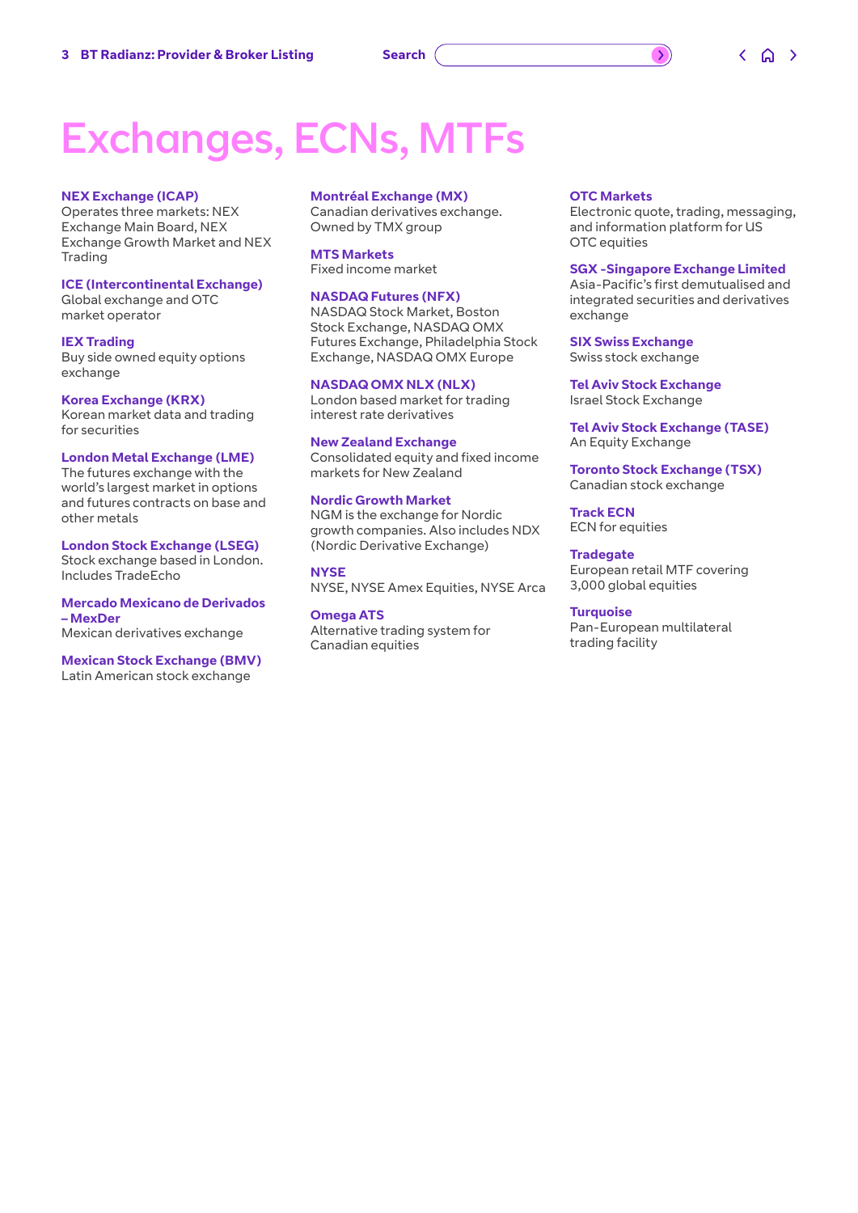# Exchanges, ECNs, MTFs

**NEX Exchange (ICAP)**
Operates three markets: NEX Exchange Main Board, NEX Exchange Growth Market and NEX Trading

**ICE (Intercontinental Exchange)**
Global exchange and OTC market operator

**IEX Trading**
Buy side owned equity options exchange

**Korea Exchange (KRX)**
Korean market data and trading for securities

**London Metal Exchange (LME)**
The futures exchange with the world's largest market in options and futures contracts on base and other metals

**London Stock Exchange (LSEG)**
Stock exchange based in London. Includes TradeEcho

**Mercado Mexicano de Derivados – MexDer**
Mexican derivatives exchange

**Mexican Stock Exchange (BMV)**
Latin American stock exchange

**Montréal Exchange (MX)**
Canadian derivatives exchange. Owned by TMX group

**MTS Markets**
Fixed income market

**NASDAQ Futures (NFX)**
NASDAQ Stock Market, Boston Stock Exchange, NASDAQ OMX Futures Exchange, Philadelphia Stock Exchange, NASDAQ OMX Europe

**NASDAQ OMX NLX (NLX)**
London based market for trading interest rate derivatives

**New Zealand Exchange**
Consolidated equity and fixed income markets for New Zealand

**Nordic Growth Market**
NGM is the exchange for Nordic growth companies. Also includes NDX (Nordic Derivative Exchange)

**NYSE**
NYSE, NYSE Amex Equities, NYSE Arca

**Omega ATS**
Alternative trading system for Canadian equities

**OTC Markets**
Electronic quote, trading, messaging, and information platform for US OTC equities

**SGX -Singapore Exchange Limited**
Asia-Pacific's first demutualised and integrated securities and derivatives exchange

**SIX Swiss Exchange**
Swiss stock exchange

**Tel Aviv Stock Exchange**
Israel Stock Exchange

**Tel Aviv Stock Exchange (TASE)**
An Equity Exchange

**Toronto Stock Exchange (TSX)**
Canadian stock exchange

**Track ECN**
ECN for equities

**Tradegate**
European retail MTF covering 3,000 global equities

**Turquoise**
Pan-European multilateral trading facility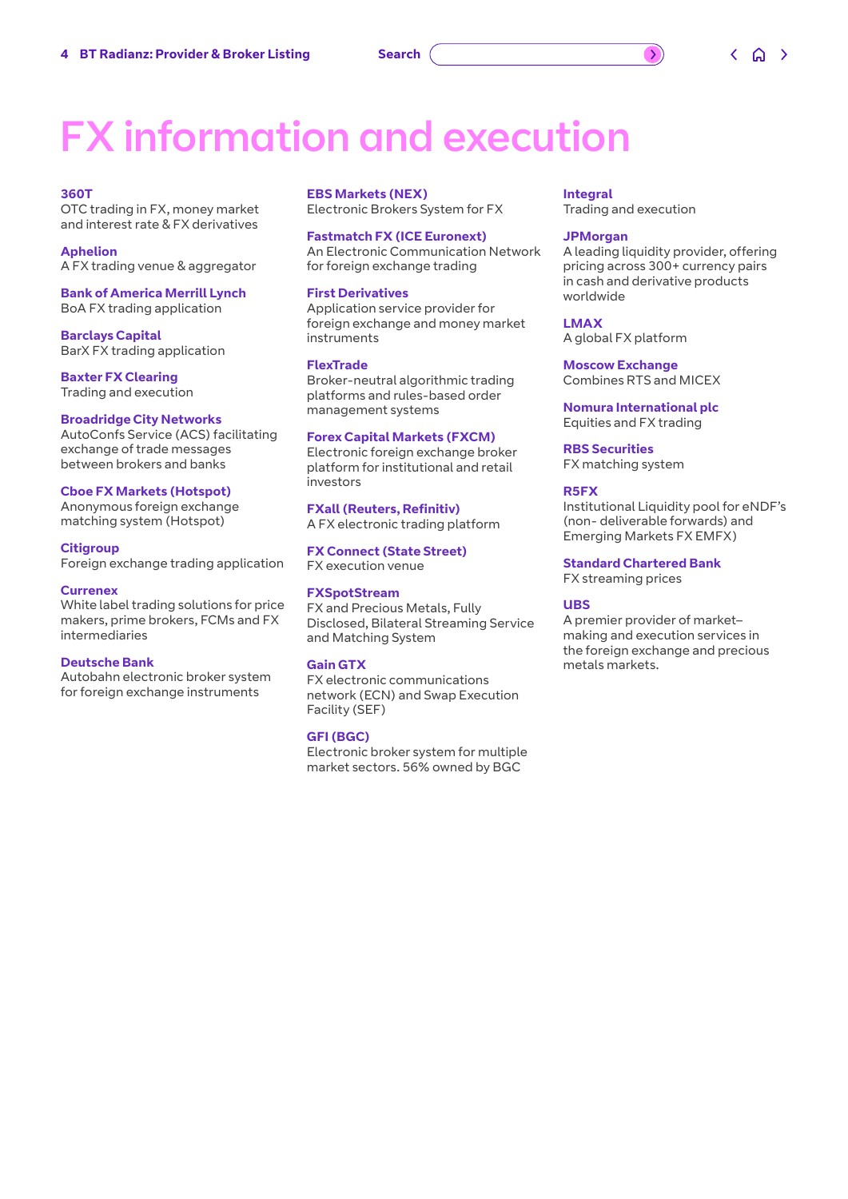# FX information and execution

**360T**
OTC trading in FX, money market and interest rate & FX derivatives

**Aphelion**
A FX trading venue & aggregator

**Bank of America Merrill Lynch**
BoA FX trading application

**Barclays Capital**
BarX FX trading application

**Baxter FX Clearing**
Trading and execution

**Broadridge City Networks**
AutoConfs Service (ACS) facilitating exchange of trade messages between brokers and banks

**Cboe FX Markets (Hotspot)**
Anonymous foreign exchange matching system (Hotspot)

**Citigroup**
Foreign exchange trading application

**Currenex**
White label trading solutions for price makers, prime brokers, FCMs and FX intermediaries

**Deutsche Bank**
Autobahn electronic broker system for foreign exchange instruments

**EBS Markets (NEX)**
Electronic Brokers System for FX

**Fastmatch FX (ICE Euronext)**
An Electronic Communication Network for foreign exchange trading

**First Derivatives**
Application service provider for foreign exchange and money market instruments

**FlexTrade**
Broker-neutral algorithmic trading platforms and rules-based order management systems

**Forex Capital Markets (FXCM)**
Electronic foreign exchange broker platform for institutional and retail investors

**FXall (Reuters, Refinitiv)**
A FX electronic trading platform

**FX Connect (State Street)**
FX execution venue

**FXSpotStream**
FX and Precious Metals, Fully Disclosed, Bilateral Streaming Service and Matching System

**Gain GTX**
FX electronic communications network (ECN) and Swap Execution Facility (SEF)

**GFI (BGC)**
Electronic broker system for multiple market sectors. 56% owned by BGC

**Integral**
Trading and execution

**JPMorgan**
A leading liquidity provider, offering pricing across 300+ currency pairs in cash and derivative products worldwide

**LMAX**
A global FX platform

**Moscow Exchange**
Combines RTS and MICEX

**Nomura International plc**
Equities and FX trading

**RBS Securities**
FX matching system

**R5FX**
Institutional Liquidity pool for eNDF's (non- deliverable forwards) and Emerging Markets FX EMFX)

**Standard Chartered Bank**
FX streaming prices

**UBS**
A premier provider of market–making and execution services in the foreign exchange and precious metals markets.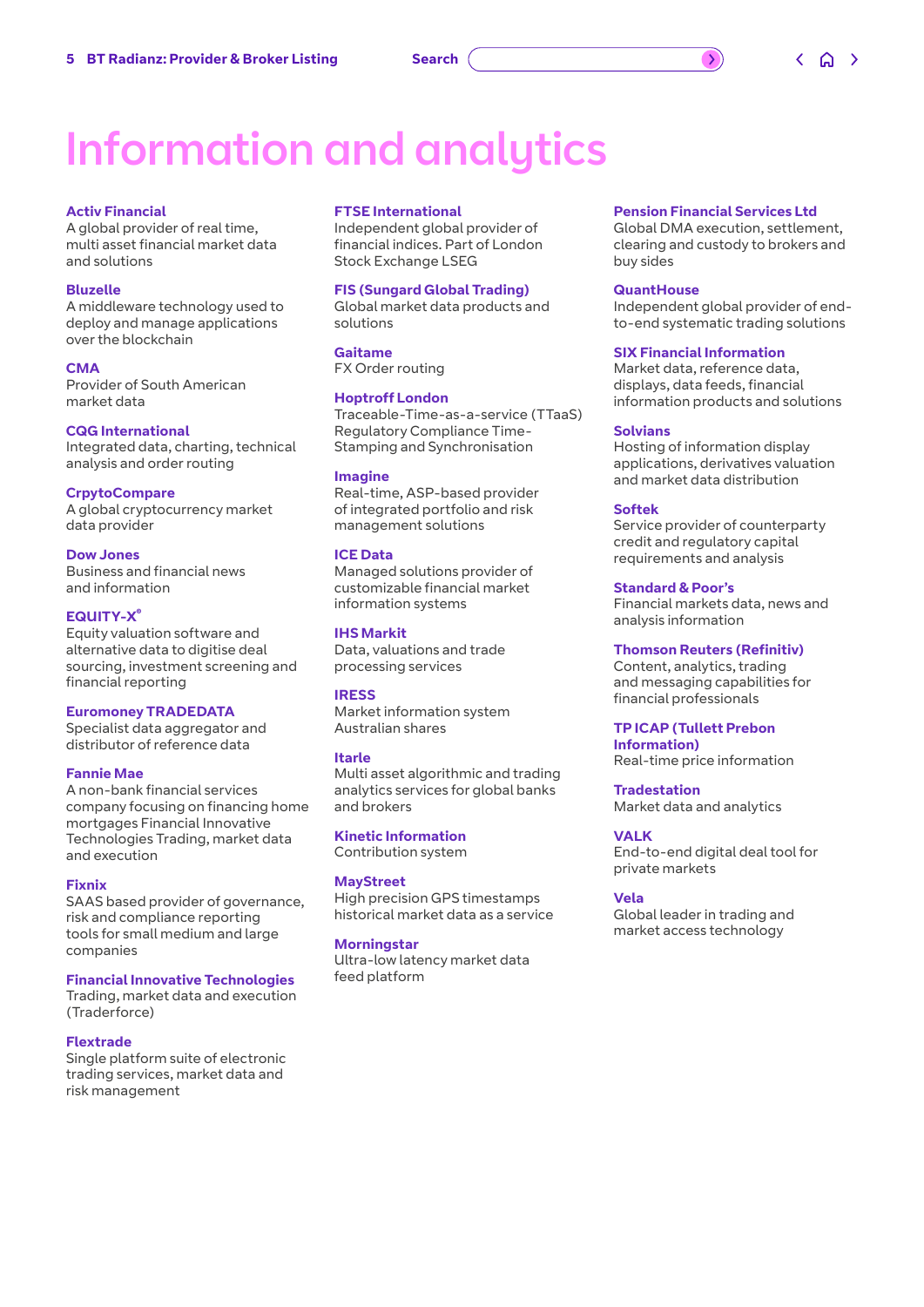# Information and analytics

**Activ Financial**
A global provider of real time, multi asset financial market data and solutions

**Bluzelle**
A middleware technology used to deploy and manage applications over the blockchain

**CMA**
Provider of South American market data

**CQG International**
Integrated data, charting, technical analysis and order routing

**CrpytoCompare**
A global cryptocurrency market data provider

**Dow Jones**
Business and financial news and information

**EQUITY-X®**
Equity valuation software and alternative data to digitise deal sourcing, investment screening and financial reporting

**Euromoney TRADEDATA**
Specialist data aggregator and distributor of reference data

**Fannie Mae**
A non-bank financial services company focusing on financing home mortgages Financial Innovative Technologies Trading, market data and execution

**Fixnix**
SAAS based provider of governance, risk and compliance reporting tools for small medium and large companies

**Financial Innovative Technologies**
Trading, market data and execution (Traderforce)

**Flextrade**
Single platform suite of electronic trading services, market data and risk management

**FTSE International**
Independent global provider of financial indices. Part of London Stock Exchange LSEG

**FIS (Sungard Global Trading)**
Global market data products and solutions

**Gaitame**
FX Order routing

**Hoptroff London**
Traceable-Time-as-a-service (TTaaS) Regulatory Compliance Time-Stamping and Synchronisation

**Imagine**
Real-time, ASP-based provider of integrated portfolio and risk management solutions

**ICE Data**
Managed solutions provider of customizable financial market information systems

**IHS Markit**
Data, valuations and trade processing services

**IRESS**
Market information system Australian shares

**Itarle**
Multi asset algorithmic and trading analytics services for global banks and brokers

**Kinetic Information**
Contribution system

**MayStreet**
High precision GPS timestamps historical market data as a service

**Morningstar**
Ultra-low latency market data feed platform

**Pension Financial Services Ltd**
Global DMA execution, settlement, clearing and custody to brokers and buy sides

**QuantHouse**
Independent global provider of end-to-end systematic trading solutions

**SIX Financial Information**
Market data, reference data, displays, data feeds, financial information products and solutions

**Solvians**
Hosting of information display applications, derivatives valuation and market data distribution

**Softek**
Service provider of counterparty credit and regulatory capital requirements and analysis

**Standard & Poor's**
Financial markets data, news and analysis information

**Thomson Reuters (Refinitiv)**
Content, analytics, trading and messaging capabilities for financial professionals

**TP ICAP (Tullett Prebon Information)**
Real-time price information

**Tradestation**
Market data and analytics

**VALK**
End-to-end digital deal tool for private markets

**Vela**
Global leader in trading and market access technology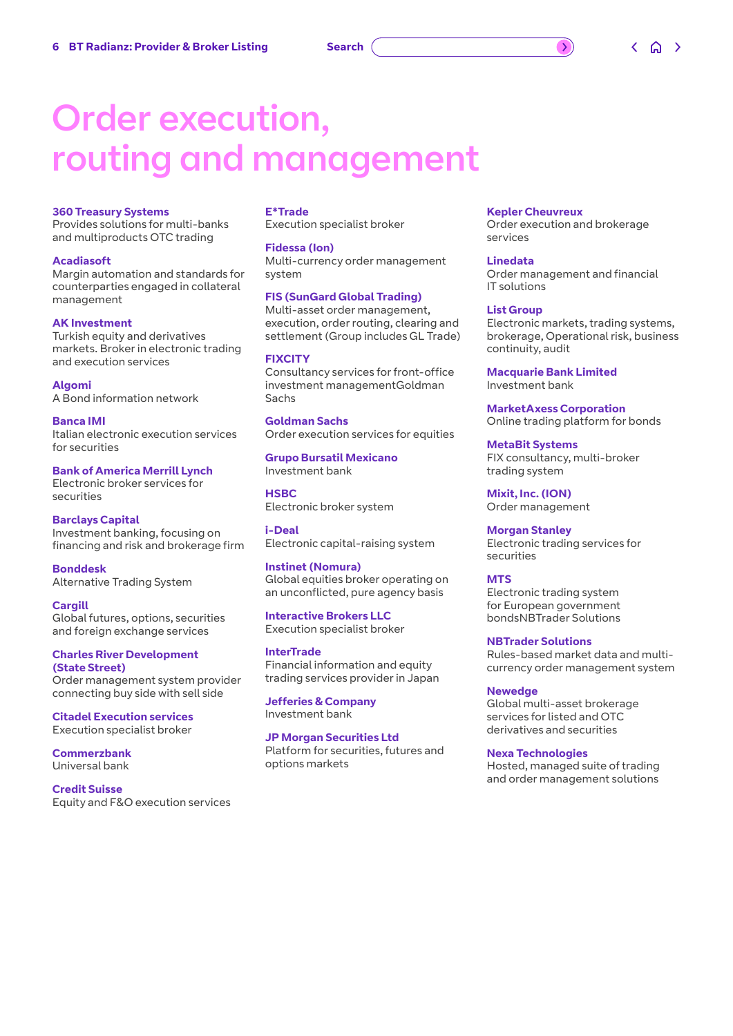# Order execution, routing and management

**360 Treasury Systems**
Provides solutions for multi-banks and multiproducts OTC trading

**Acadiasoft**
Margin automation and standards for counterparties engaged in collateral management

**AK Investment**
Turkish equity and derivatives markets. Broker in electronic trading and execution services

**Algomi**
A Bond information network

**Banca IMI**
Italian electronic execution services for securities

**Bank of America Merrill Lynch**
Electronic broker services for securities

**Barclays Capital**
Investment banking, focusing on financing and risk and brokerage firm

**Bonddesk**
Alternative Trading System

**Cargill**
Global futures, options, securities and foreign exchange services

**Charles River Development (State Street)**
Order management system provider connecting buy side with sell side

**Citadel Execution services**
Execution specialist broker

**Commerzbank**
Universal bank

**Credit Suisse**
Equity and F&O execution services

**E*Trade**
Execution specialist broker

**Fidessa (Ion)**
Multi-currency order management system

**FIS (SunGard Global Trading)**
Multi-asset order management, execution, order routing, clearing and settlement (Group includes GL Trade)

**FIXCITY**
Consultancy services for front-office investment managementGoldman Sachs

**Goldman Sachs**
Order execution services for equities

**Grupo Bursatil Mexicano**
Investment bank

**HSBC**
Electronic broker system

**i-Deal**
Electronic capital-raising system

**Instinet (Nomura)**
Global equities broker operating on an unconflicted, pure agency basis

**Interactive Brokers LLC**
Execution specialist broker

**InterTrade**
Financial information and equity trading services provider in Japan

**Jefferies & Company**
Investment bank

**JP Morgan Securities Ltd**
Platform for securities, futures and options markets

**Kepler Cheuvreux**
Order execution and brokerage services

**Linedata**
Order management and financial IT solutions

**List Group**
Electronic markets, trading systems, brokerage, Operational risk, business continuity, audit

**Macquarie Bank Limited**
Investment bank

**MarketAxess Corporation**
Online trading platform for bonds

**MetaBit Systems**
FIX consultancy, multi-broker trading system

**Mixit, Inc. (ION)**
Order management

**Morgan Stanley**
Electronic trading services for securities

**MTS**
Electronic trading system for European government bondsNBTrader Solutions

**NBTrader Solutions**
Rules-based market data and multi-currency order management system

**Newedge**
Global multi-asset brokerage services for listed and OTC derivatives and securities

**Nexa Technologies**
Hosted, managed suite of trading and order management solutions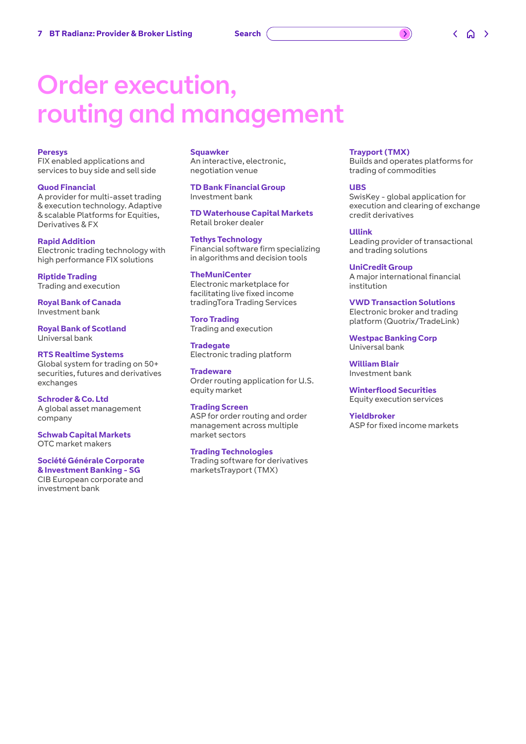# Order execution, routing and management

**Peresys**
FIX enabled applications and services to buy side and sell side

**Quod Financial**
A provider for multi-asset trading & execution technology. Adaptive & scalable Platforms for Equities, Derivatives & FX

**Rapid Addition**
Electronic trading technology with high performance FIX solutions

**Riptide Trading**
Trading and execution

**Royal Bank of Canada**
Investment bank

**Royal Bank of Scotland**
Universal bank

**RTS Realtime Systems**
Global system for trading on 50+ securities, futures and derivatives exchanges

**Schroder & Co. Ltd**
A global asset management company

**Schwab Capital Markets**
OTC market makers

**Société Générale Corporate & Investment Banking - SG**
CIB European corporate and investment bank

**Squawker**
An interactive, electronic, negotiation venue

**TD Bank Financial Group**
Investment bank

**TD Waterhouse Capital Markets**
Retail broker dealer

**Tethys Technology**
Financial software firm specializing in algorithms and decision tools

**TheMuniCenter**
Electronic marketplace for facilitating live fixed income tradingTora Trading Services

**Toro Trading**
Trading and execution

**Tradegate**
Electronic trading platform

**Tradeware**
Order routing application for U.S. equity market

**Trading Screen**
ASP for order routing and order management across multiple market sectors

**Trading Technologies**
Trading software for derivatives marketsTrayport (TMX)

**Trayport (TMX)**
Builds and operates platforms for trading of commodities

**UBS**
SwisKey - global application for execution and clearing of exchange credit derivatives

**Ullink**
Leading provider of transactional and trading solutions

**UniCredit Group**
A major international financial institution

**VWD Transaction Solutions**
Electronic broker and trading platform (Quotrix/TradeLink)

**Westpac Banking Corp**
Universal bank

**William Blair**
Investment bank

**Winterflood Securities**
Equity execution services

**Yieldbroker**
ASP for fixed income markets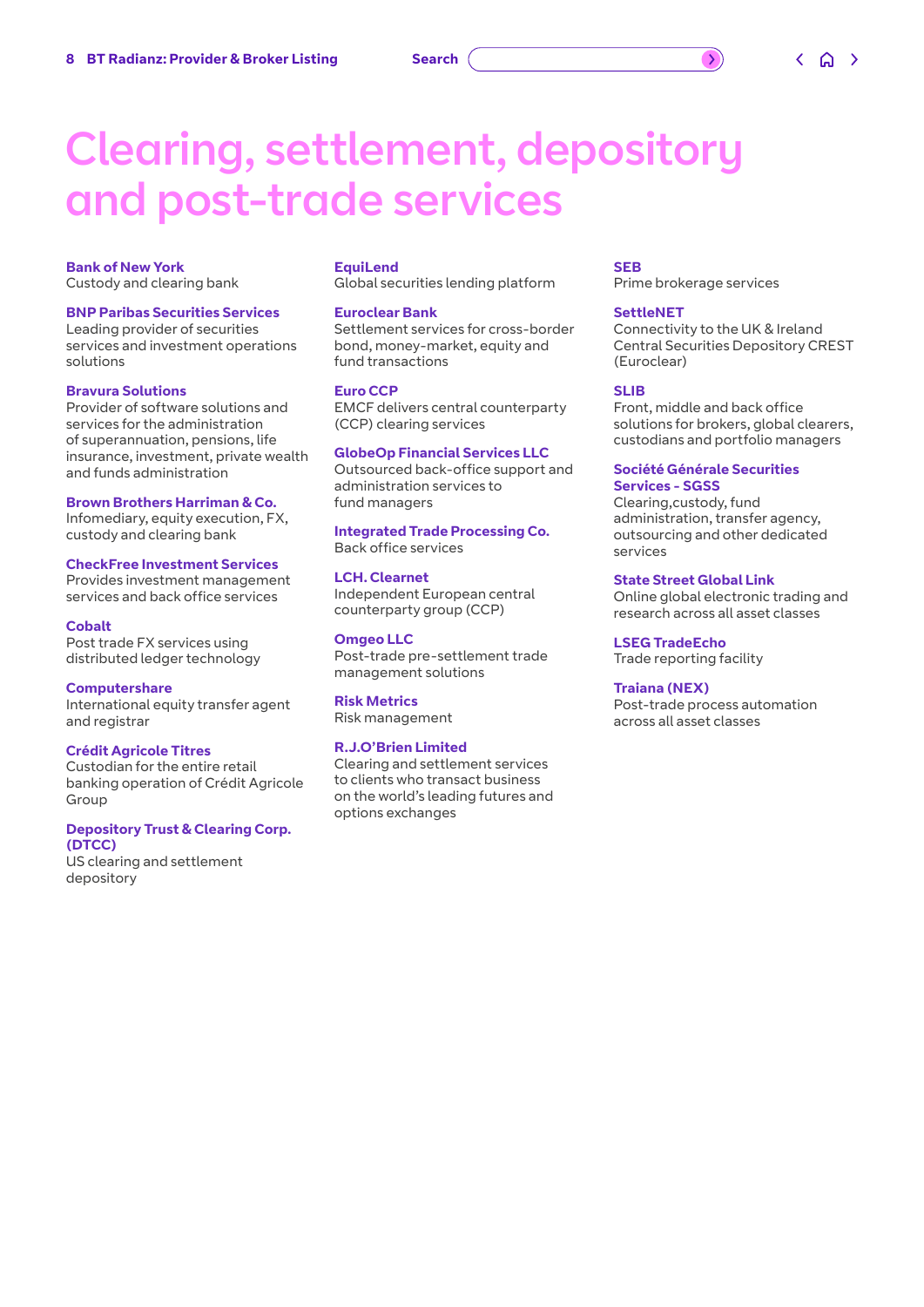# Clearing, settlement, depository and post-trade services

**Bank of New York**
Custody and clearing bank

**BNP Paribas Securities Services**
Leading provider of securities services and investment operations solutions

**Bravura Solutions**
Provider of software solutions and services for the administration of superannuation, pensions, life insurance, investment, private wealth and funds administration

**Brown Brothers Harriman & Co.**
Infomediary, equity execution, FX, custody and clearing bank

**CheckFree Investment Services**
Provides investment management services and back office services

**Cobalt**
Post trade FX services using distributed ledger technology

**Computershare**
International equity transfer agent and registrar

**Crédit Agricole Titres**
Custodian for the entire retail banking operation of Crédit Agricole Group

**Depository Trust & Clearing Corp. (DTCC)**
US clearing and settlement depository

**EquiLend**
Global securities lending platform

**Euroclear Bank**
Settlement services for cross-border bond, money-market, equity and fund transactions

**Euro CCP**
EMCF delivers central counterparty (CCP) clearing services

**GlobeOp Financial Services LLC**
Outsourced back-office support and administration services to fund managers

**Integrated Trade Processing Co.**
Back office services

**LCH. Clearnet**
Independent European central counterparty group (CCP)

**Omgeo LLC**
Post-trade pre-settlement trade management solutions

**Risk Metrics**
Risk management

**R.J.O'Brien Limited**
Clearing and settlement services to clients who transact business on the world's leading futures and options exchanges

**SEB**
Prime brokerage services

**SettleNET**
Connectivity to the UK & Ireland Central Securities Depository CREST (Euroclear)

**SLIB**
Front, middle and back office solutions for brokers, global clearers, custodians and portfolio managers

**Société Générale Securities Services - SGSS**
Clearing,custody, fund administration, transfer agency, outsourcing and other dedicated services

**State Street Global Link**
Online global electronic trading and research across all asset classes

**LSEG TradeEcho**
Trade reporting facility

**Traiana (NEX)**
Post-trade process automation across all asset classes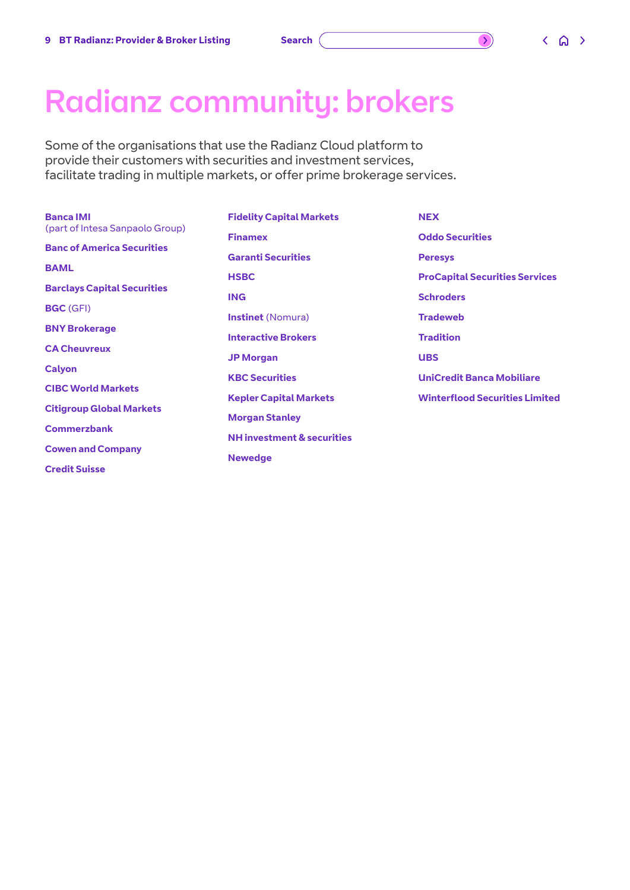# Radianz community: brokers

Some of the organisations that use the Radianz Cloud platform to provide their customers with securities and investment services, facilitate trading in multiple markets, or offer prime brokerage services.

**Banca IMI**
(part of Intesa Sanpaolo Group)

**Banc of America Securities**

**BAML**

**Barclays Capital Securities**

**BGC** (GFI)

**BNY Brokerage**

**CA Cheuvreux**

**Calyon**

**CIBC World Markets**

**Citigroup Global Markets**

**Commerzbank**

**Cowen and Company**

**Credit Suisse**

**Fidelity Capital Markets**

**Finamex**

**Garanti Securities**

**HSBC**

**ING**

**Instinet** (Nomura)

**Interactive Brokers**

**JP Morgan**

**KBC Securities**

**Kepler Capital Markets**

**Morgan Stanley**

**NH investment & securities**

**Newedge**

**NEX**

**Oddo Securities**

**Peresys**

**ProCapital Securities Services**

**Schroders**

**Tradeweb**

**Tradition**

**UBS**

**UniCredit Banca Mobiliare**

**Winterflood Securities Limited**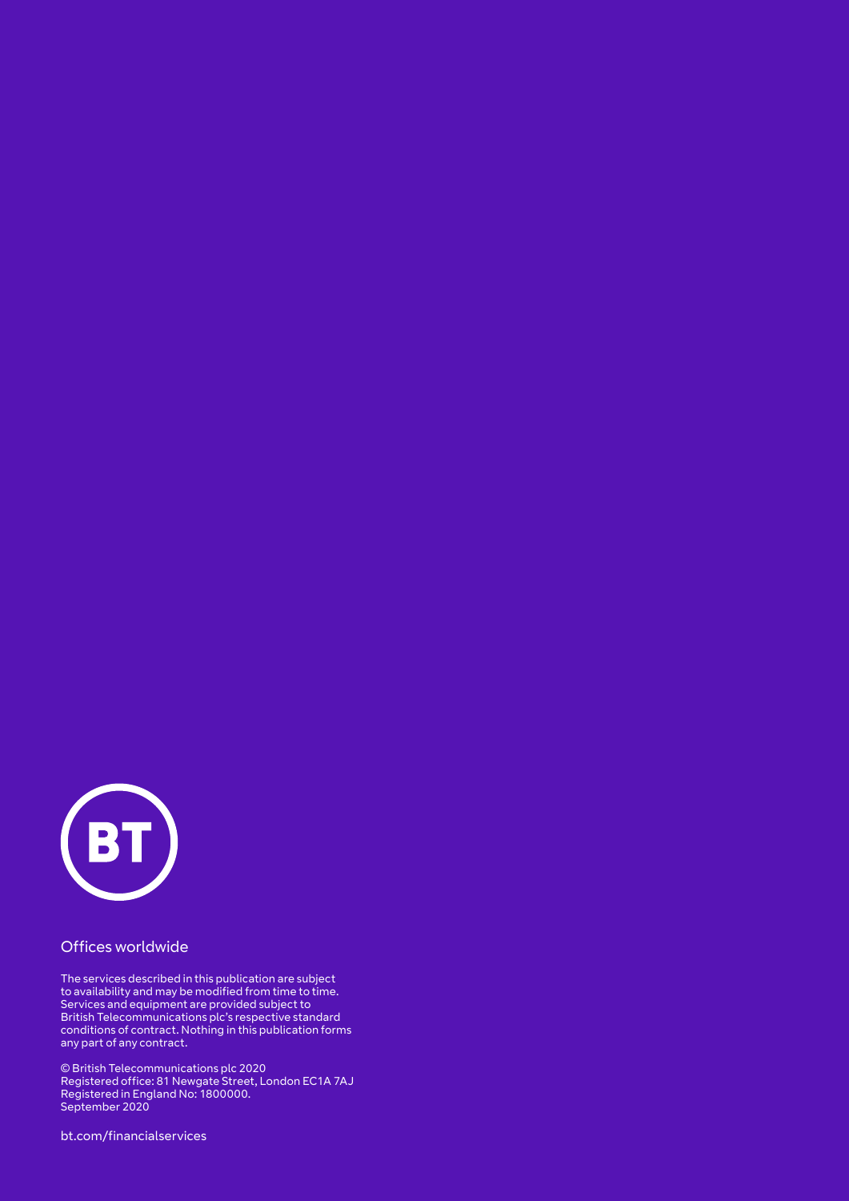Offices worldwide

The services described in this publication are subject to availability and may be modified from time to time. Services and equipment are provided subject to British Telecommunications plc's respective standard conditions of contract. Nothing in this publication forms any part of any contract.

© British Telecommunications plc 2020
Registered office: 81 Newgate Street, London EC1A 7AJ
Registered in England No: 1800000.
September 2020

bt.com/financialservices